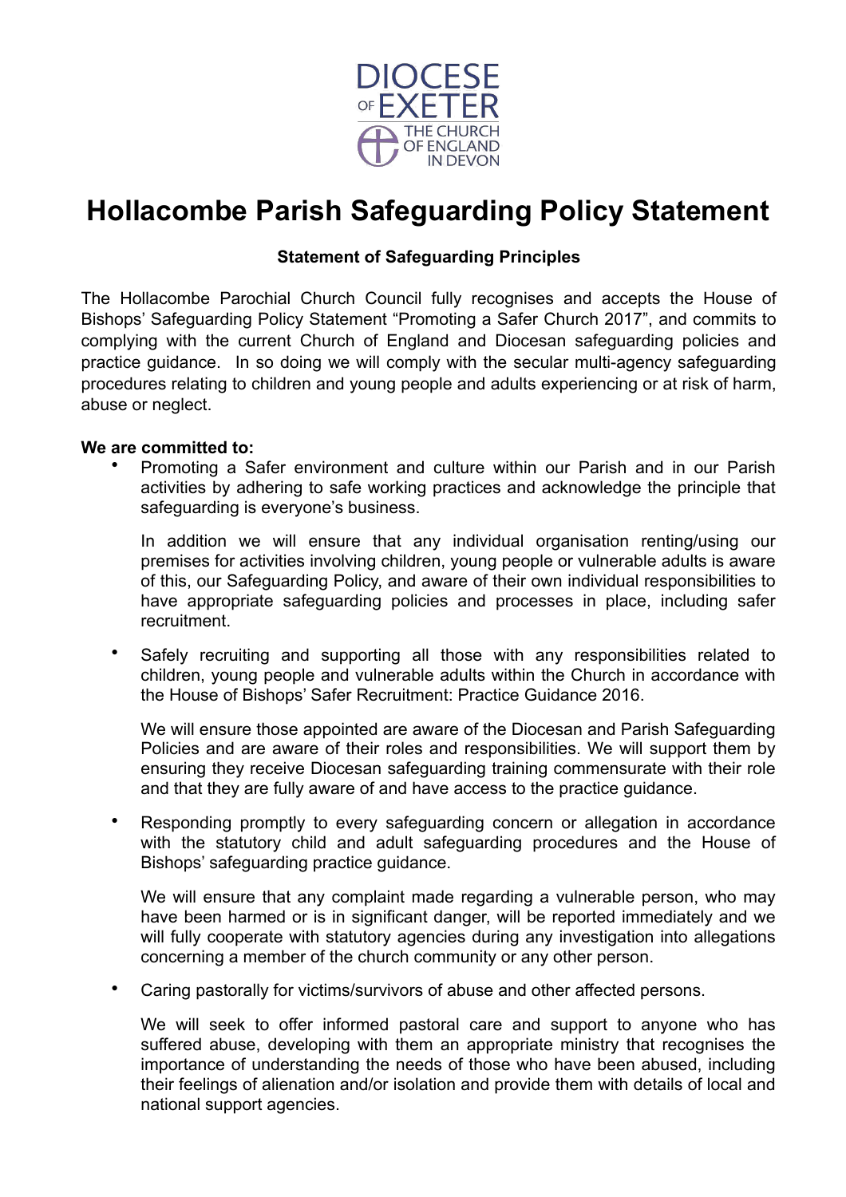DIOCESE OF EXETER
THE CHURCH OF ENGLAND IN DEVON

# Hollacombe Parish Safeguarding Policy Statement

**Statement of Safeguarding Principles**

The Hollacombe Parochial Church Council fully recognises and accepts the House of Bishops' Safeguarding Policy Statement "Promoting a Safer Church 2017", and commits to complying with the current Church of England and Diocesan safeguarding policies and practice guidance. In so doing we will comply with the secular multi-agency safeguarding procedures relating to children and young people and adults experiencing or at risk of harm, abuse or neglect.

**We are committed to:**

- Promoting a Safer environment and culture within our Parish and in our Parish activities by adhering to safe working practices and acknowledge the principle that safeguarding is everyone's business.

  In addition we will ensure that any individual organisation renting/using our premises for activities involving children, young people or vulnerable adults is aware of this, our Safeguarding Policy, and aware of their own individual responsibilities to have appropriate safeguarding policies and processes in place, including safer recruitment.

- Safely recruiting and supporting all those with any responsibilities related to children, young people and vulnerable adults within the Church in accordance with the House of Bishops' Safer Recruitment: Practice Guidance 2016.

  We will ensure those appointed are aware of the Diocesan and Parish Safeguarding Policies and are aware of their roles and responsibilities. We will support them by ensuring they receive Diocesan safeguarding training commensurate with their role and that they are fully aware of and have access to the practice guidance.

- Responding promptly to every safeguarding concern or allegation in accordance with the statutory child and adult safeguarding procedures and the House of Bishops' safeguarding practice guidance.

  We will ensure that any complaint made regarding a vulnerable person, who may have been harmed or is in significant danger, will be reported immediately and we will fully cooperate with statutory agencies during any investigation into allegations concerning a member of the church community or any other person.

- Caring pastorally for victims/survivors of abuse and other affected persons.

  We will seek to offer informed pastoral care and support to anyone who has suffered abuse, developing with them an appropriate ministry that recognises the importance of understanding the needs of those who have been abused, including their feelings of alienation and/or isolation and provide them with details of local and national support agencies.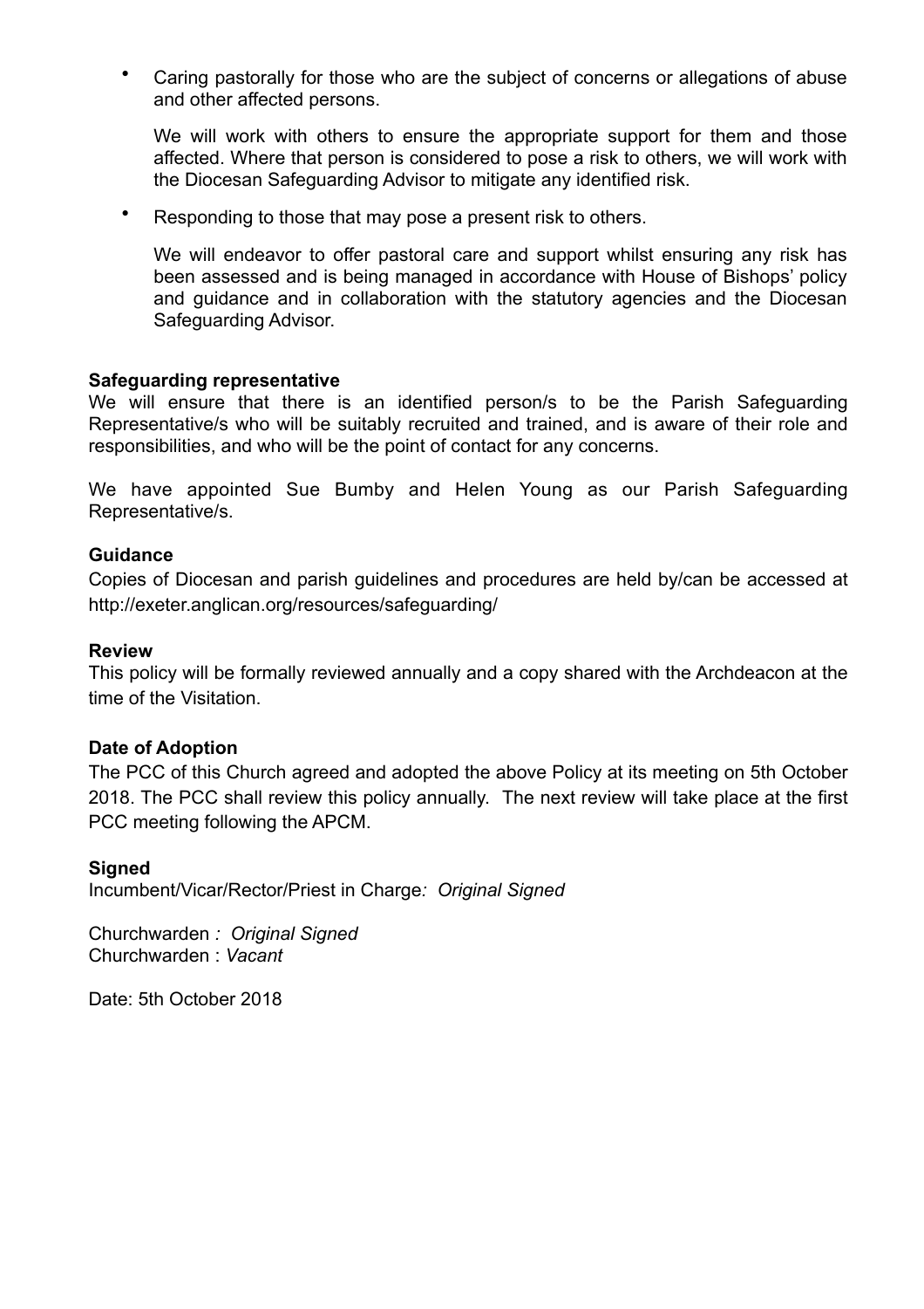- Caring pastorally for those who are the subject of concerns or allegations of abuse and other affected persons.

  We will work with others to ensure the appropriate support for them and those affected. Where that person is considered to pose a risk to others, we will work with the Diocesan Safeguarding Advisor to mitigate any identified risk.

- Responding to those that may pose a present risk to others.

  We will endeavor to offer pastoral care and support whilst ensuring any risk has been assessed and is being managed in accordance with House of Bishops' policy and guidance and in collaboration with the statutory agencies and the Diocesan Safeguarding Advisor.

**Safeguarding representative**

We will ensure that there is an identified person/s to be the Parish Safeguarding Representative/s who will be suitably recruited and trained, and is aware of their role and responsibilities, and who will be the point of contact for any concerns.

We have appointed Sue Bumby and Helen Young as our Parish Safeguarding Representative/s.

**Guidance**

Copies of Diocesan and parish guidelines and procedures are held by/can be accessed at http://exeter.anglican.org/resources/safeguarding/

**Review**

This policy will be formally reviewed annually and a copy shared with the Archdeacon at the time of the Visitation.

**Date of Adoption**

The PCC of this Church agreed and adopted the above Policy at its meeting on 5th October 2018. The PCC shall review this policy annually. The next review will take place at the first PCC meeting following the APCM.

**Signed**

Incumbent/Vicar/Rector/Priest in Charge*: Original Signed*

Churchwarden *: Original Signed*
Churchwarden : *Vacant*

Date: 5th October 2018